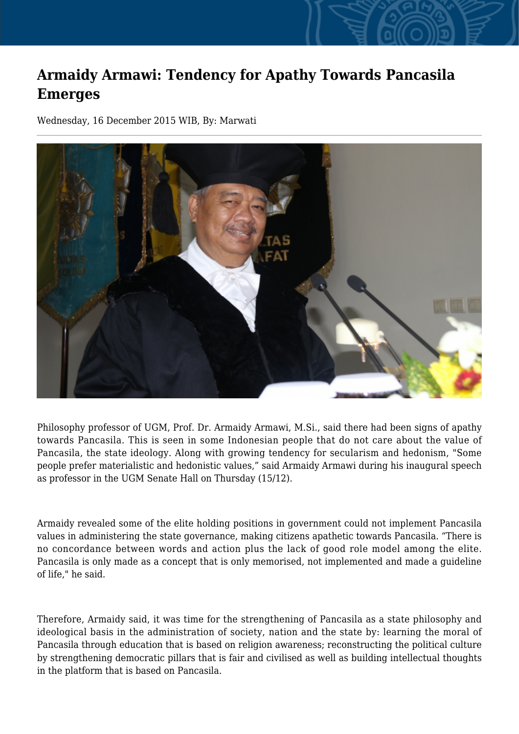# Armaidy Armawi: Tendency for Apathy Towards Pancasila Emerges

Wednesday, 16 December 2015 WIB, By: Marwati

Philosophy professor of UGM, Prof. Dr. Armaidy Armawi, M.Si., said there had been signs of apathy towards Pancasila. This is seen in some Indonesian people that do not care about the value of Pancasila, the state ideology. Along with growing tendency for secularism and hedonism, "Some people prefer materialistic and hedonistic values," said Armaidy Armawi during his inaugural speech as professor in the UGM Senate Hall on Thursday (15/12).

Armaidy revealed some of the elite holding positions in government could not implement Pancasila values in administering the state governance, making citizens apathetic towards Pancasila. "There is no concordance between words and action plus the lack of good role model among the elite. Pancasila is only made as a concept that is only memorised, not implemented and made a guideline of life," he said.

Therefore, Armaidy said, it was time for the strengthening of Pancasila as a state philosophy and ideological basis in the administration of society, nation and the state by: learning the moral of Pancasila through education that is based on religion awareness; reconstructing the political culture by strengthening democratic pillars that is fair and civilised as well as building intellectual thoughts in the platform that is based on Pancasila.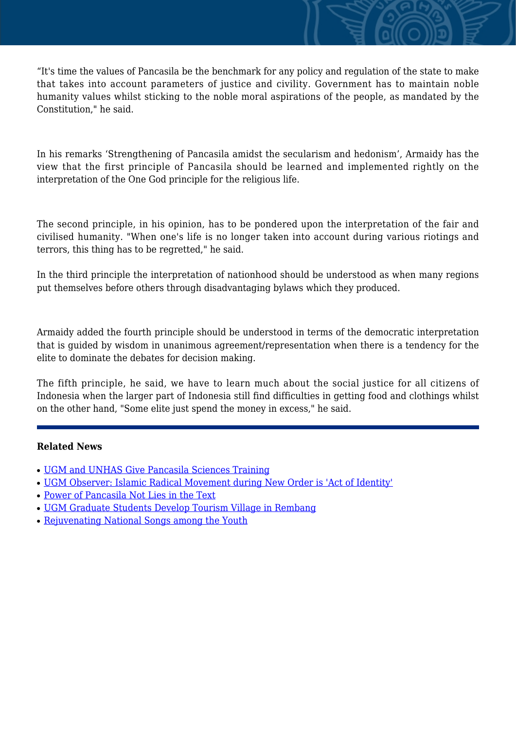“It's time the values of Pancasila be the benchmark for any policy and regulation of the state to make that takes into account parameters of justice and civility. Government has to maintain noble humanity values whilst sticking to the noble moral aspirations of the people, as mandated by the Constitution," he said.

In his remarks ‘Strengthening of Pancasila amidst the secularism and hedonism’, Armaidy has the view that the first principle of Pancasila should be learned and implemented rightly on the interpretation of the One God principle for the religious life.

The second principle, in his opinion, has to be pondered upon the interpretation of the fair and civilised humanity. "When one's life is no longer taken into account during various riotings and terrors, this thing has to be regretted," he said.

In the third principle the interpretation of nationhood should be understood as when many regions put themselves before others through disadvantaging bylaws which they produced.

Armaidy added the fourth principle should be understood in terms of the democratic interpretation that is guided by wisdom in unanimous agreement/representation when there is a tendency for the elite to dominate the debates for decision making.

The fifth principle, he said, we have to learn much about the social justice for all citizens of Indonesia when the larger part of Indonesia still find difficulties in getting food and clothings whilst on the other hand, "Some elite just spend the money in excess," he said.

---

**Related News**

- UGM and UNHAS Give Pancasila Sciences Training
- UGM Observer: Islamic Radical Movement during New Order is 'Act of Identity'
- Power of Pancasila Not Lies in the Text
- UGM Graduate Students Develop Tourism Village in Rembang
- Rejuvenating National Songs among the Youth